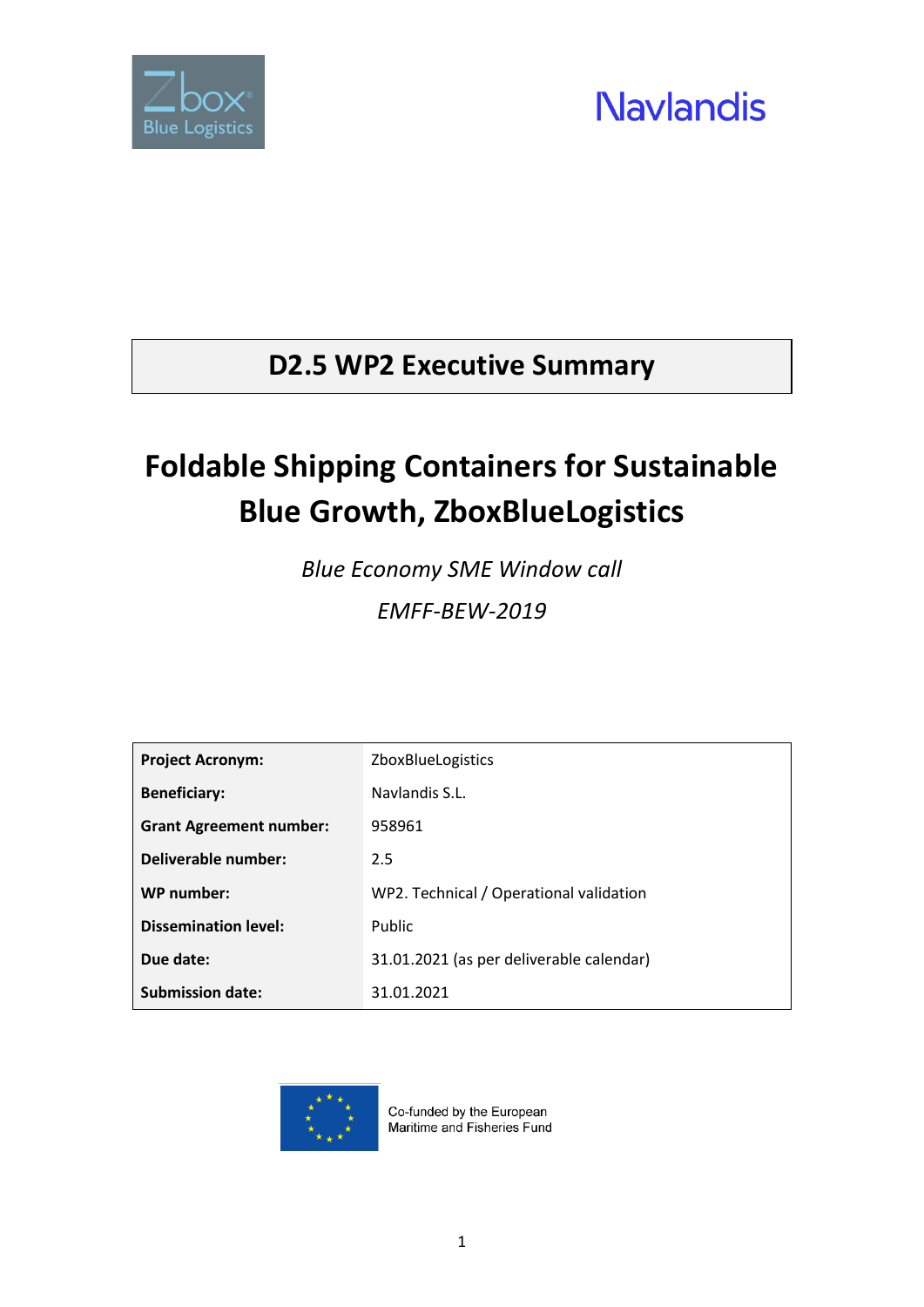# D2.5 WP2 Executive Summary

## Foldable Shipping Containers for Sustainable Blue Growth, ZboxBlueLogistics

*Blue Economy SME Window call*

*EMFF-BEW-2019*

| | |
|---|---|
| **Project Acronym:** | ZboxBlueLogistics |
| **Beneficiary:** | Navlandis S.L. |
| **Grant Agreement number:** | 958961 |
| **Deliverable number:** | 2.5 |
| **WP number:** | WP2. Technical / Operational validation |
| **Dissemination level:** | Public |
| **Due date:** | 31.01.2021 (as per deliverable calendar) |
| **Submission date:** | 31.01.2021 |

Co-funded by the European Maritime and Fisheries Fund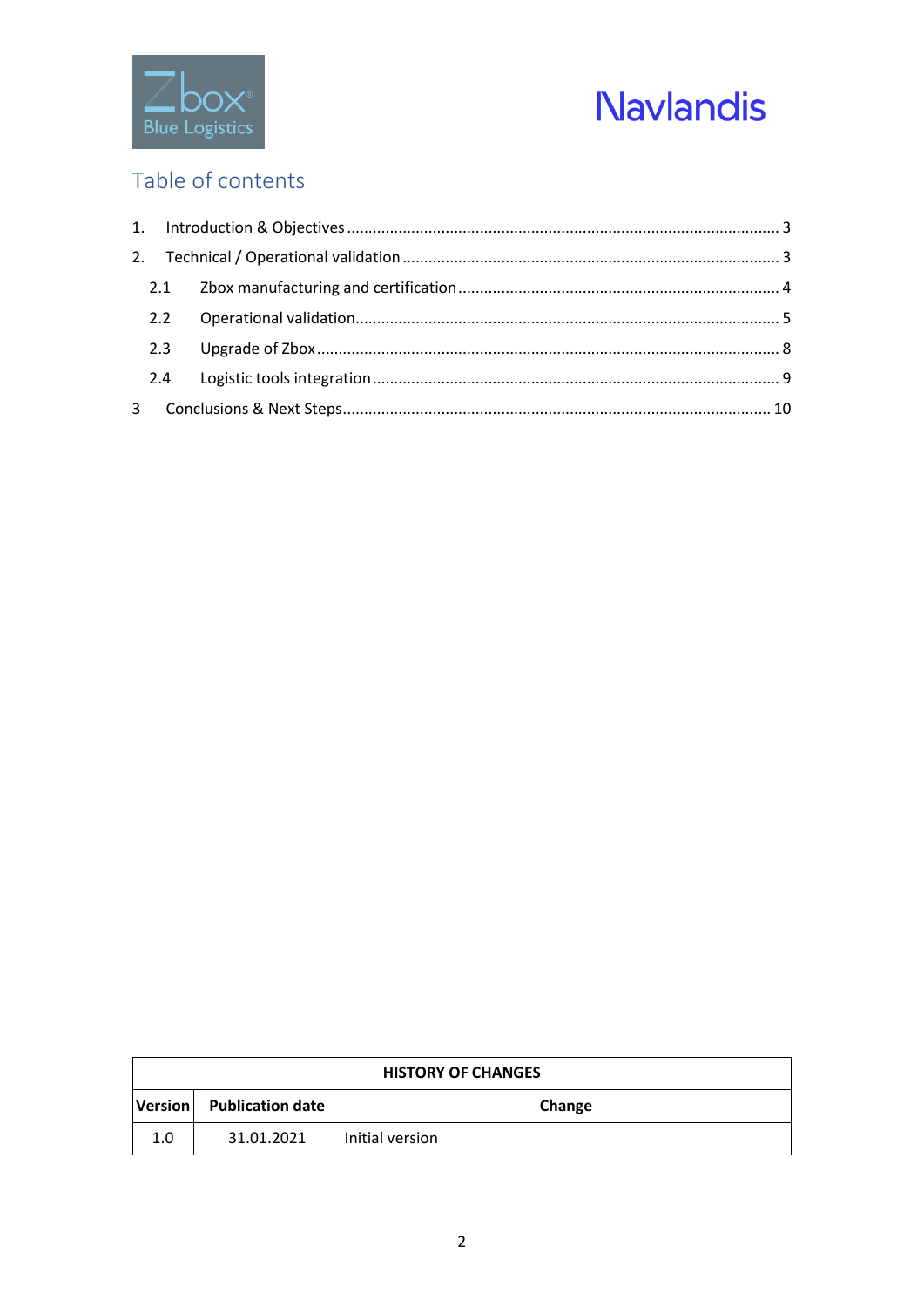# Table of contents

1. Introduction & Objectives ..................... 3
2. Technical / Operational validation ..................... 3
   - 2.1 Zbox manufacturing and certification ..................... 4
   - 2.2 Operational validation ..................... 5
   - 2.3 Upgrade of Zbox ..................... 8
   - 2.4 Logistic tools integration ..................... 9
3. Conclusions & Next Steps ..................... 10

| HISTORY OF CHANGES | | |
|---|---|---|
| **Version** | **Publication date** | **Change** |
| 1.0 | 31.01.2021 | Initial version |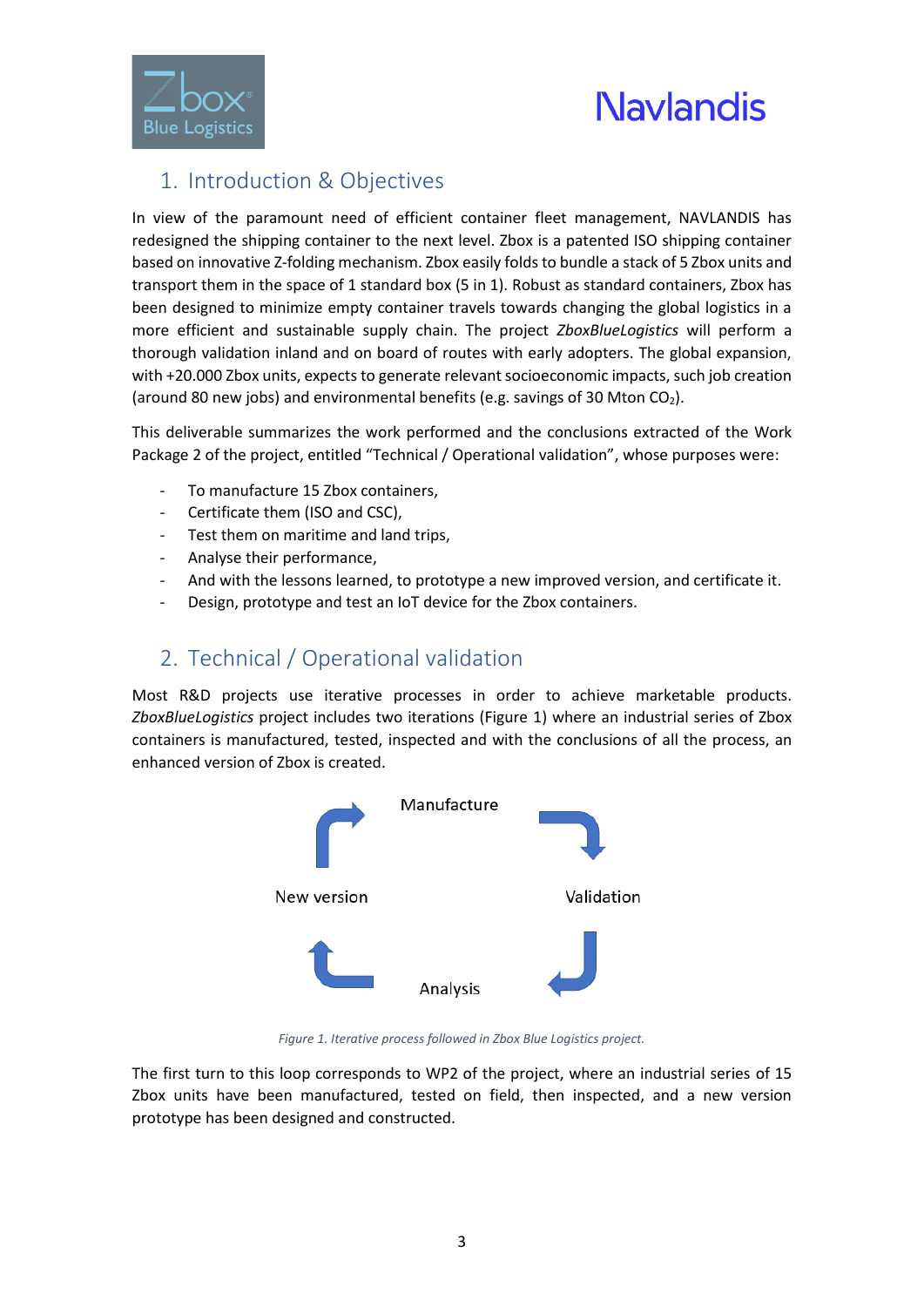## 1. Introduction & Objectives

In view of the paramount need of efficient container fleet management, NAVLANDIS has redesigned the shipping container to the next level. Zbox is a patented ISO shipping container based on innovative Z-folding mechanism. Zbox easily folds to bundle a stack of 5 Zbox units and transport them in the space of 1 standard box (5 in 1). Robust as standard containers, Zbox has been designed to minimize empty container travels towards changing the global logistics in a more efficient and sustainable supply chain. The project *ZboxBlueLogistics* will perform a thorough validation inland and on board of routes with early adopters. The global expansion, with +20.000 Zbox units, expects to generate relevant socioeconomic impacts, such job creation (around 80 new jobs) and environmental benefits (e.g. savings of 30 Mton $CO_2$).

This deliverable summarizes the work performed and the conclusions extracted of the Work Package 2 of the project, entitled "Technical / Operational validation", whose purposes were:

- To manufacture 15 Zbox containers,
- Certificate them (ISO and CSC),
- Test them on maritime and land trips,
- Analyse their performance,
- And with the lessons learned, to prototype a new improved version, and certificate it.
- Design, prototype and test an IoT device for the Zbox containers.

## 2. Technical / Operational validation

Most R&D projects use iterative processes in order to achieve marketable products. *ZboxBlueLogistics* project includes two iterations (Figure 1) where an industrial series of Zbox containers is manufactured, tested, inspected and with the conclusions of all the process, an enhanced version of Zbox is created.

Manufacture → Validation → Analysis → New version

*Figure 1. Iterative process followed in Zbox Blue Logistics project.*

The first turn to this loop corresponds to WP2 of the project, where an industrial series of 15 Zbox units have been manufactured, tested on field, then inspected, and a new version prototype has been designed and constructed.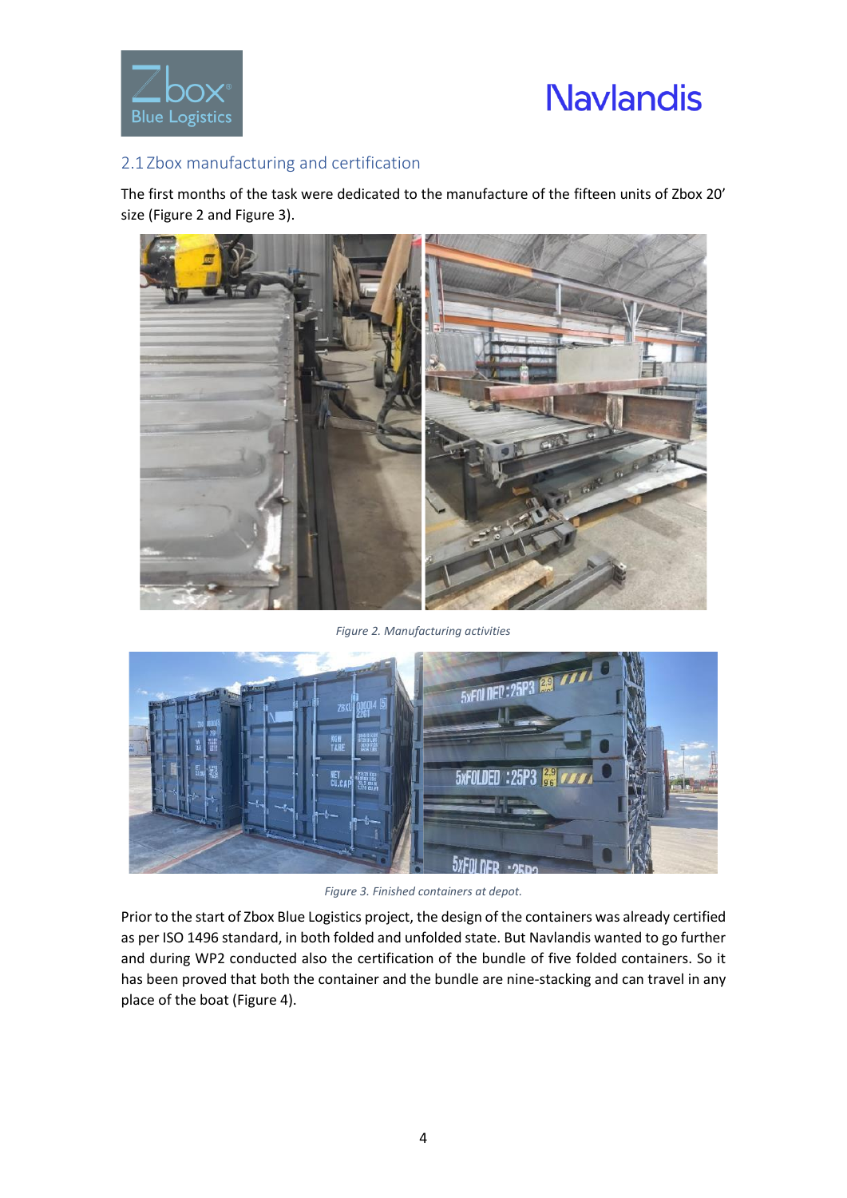## 2.1 Zbox manufacturing and certification

The first months of the task were dedicated to the manufacture of the fifteen units of Zbox 20' size (Figure 2 and Figure 3).

*Figure 2. Manufacturing activities*

*Figure 3. Finished containers at depot.*

Prior to the start of Zbox Blue Logistics project, the design of the containers was already certified as per ISO 1496 standard, in both folded and unfolded state. But Navlandis wanted to go further and during WP2 conducted also the certification of the bundle of five folded containers. So it has been proved that both the container and the bundle are nine-stacking and can travel in any place of the boat (Figure 4).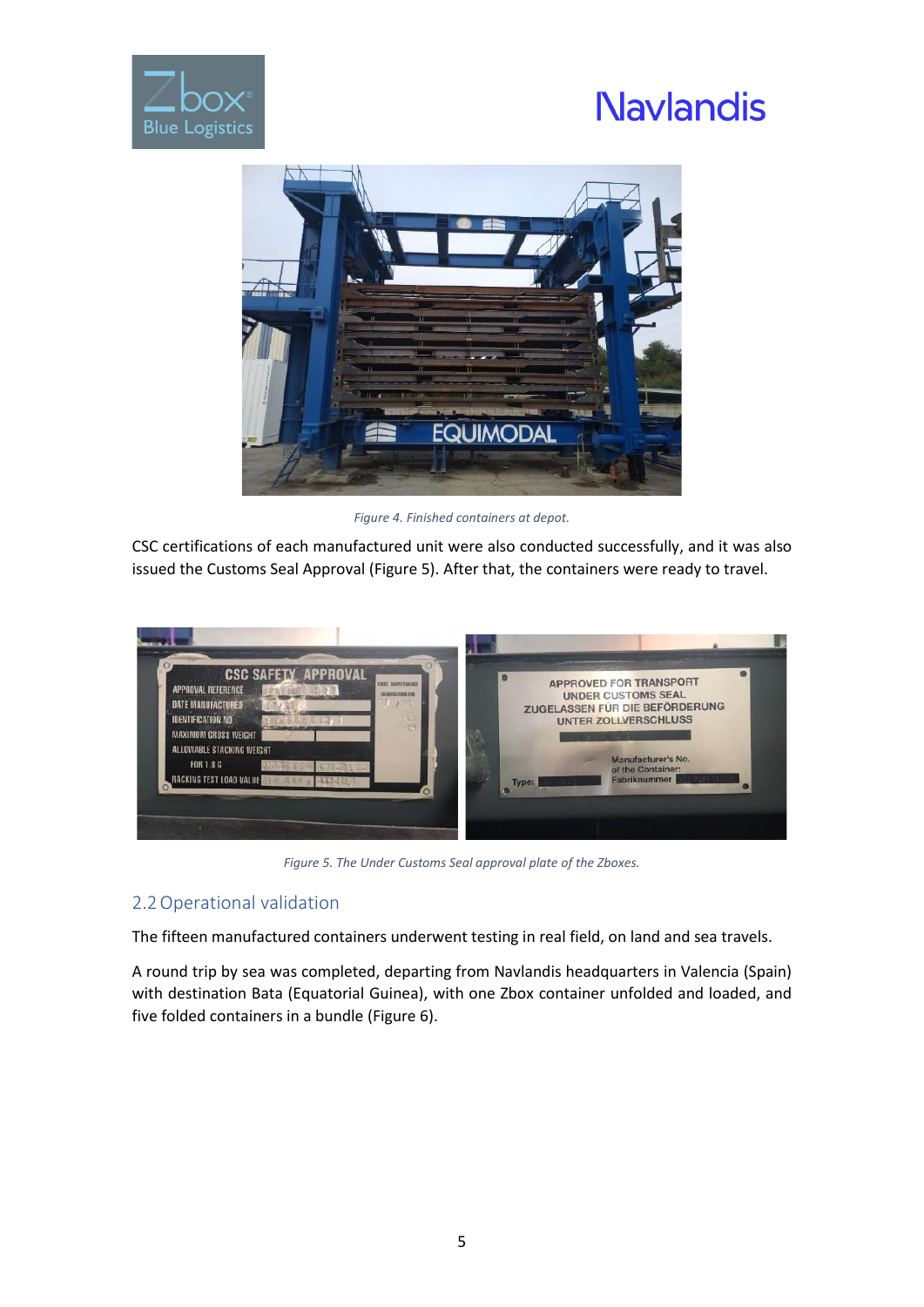Figure 4. Finished containers at depot.

CSC certifications of each manufactured unit were also conducted successfully, and it was also issued the Customs Seal Approval (Figure 5). After that, the containers were ready to travel.

Figure 5. The Under Customs Seal approval plate of the Zboxes.

## 2.2 Operational validation

The fifteen manufactured containers underwent testing in real field, on land and sea travels.

A round trip by sea was completed, departing from Navlandis headquarters in Valencia (Spain) with destination Bata (Equatorial Guinea), with one Zbox container unfolded and loaded, and five folded containers in a bundle (Figure 6).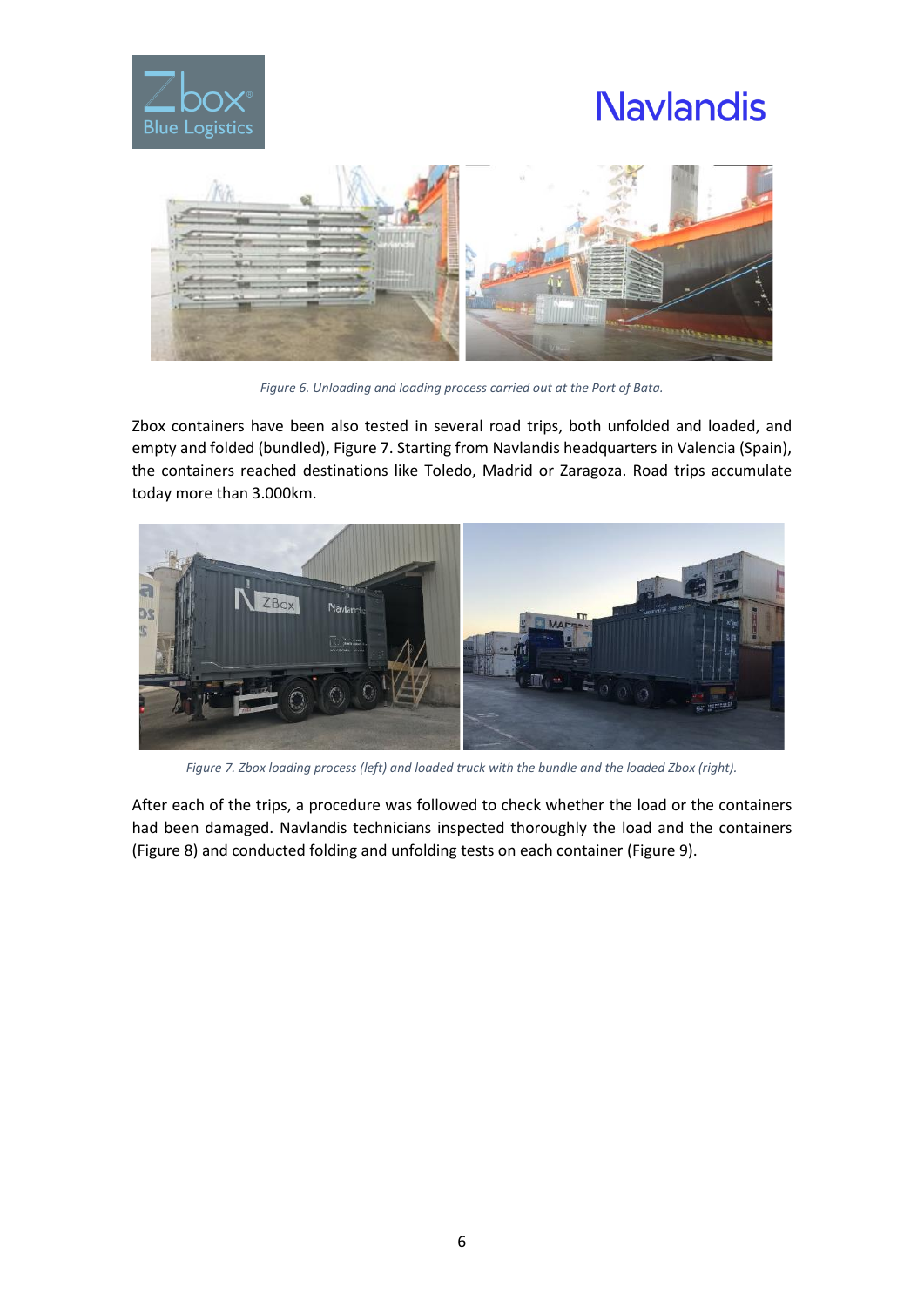*Figure 6. Unloading and loading process carried out at the Port of Bata.*

Zbox containers have been also tested in several road trips, both unfolded and loaded, and empty and folded (bundled), Figure 7. Starting from Navlandis headquarters in Valencia (Spain), the containers reached destinations like Toledo, Madrid or Zaragoza. Road trips accumulate today more than 3.000km.

*Figure 7. Zbox loading process (left) and loaded truck with the bundle and the loaded Zbox (right).*

After each of the trips, a procedure was followed to check whether the load or the containers had been damaged. Navlandis technicians inspected thoroughly the load and the containers (Figure 8) and conducted folding and unfolding tests on each container (Figure 9).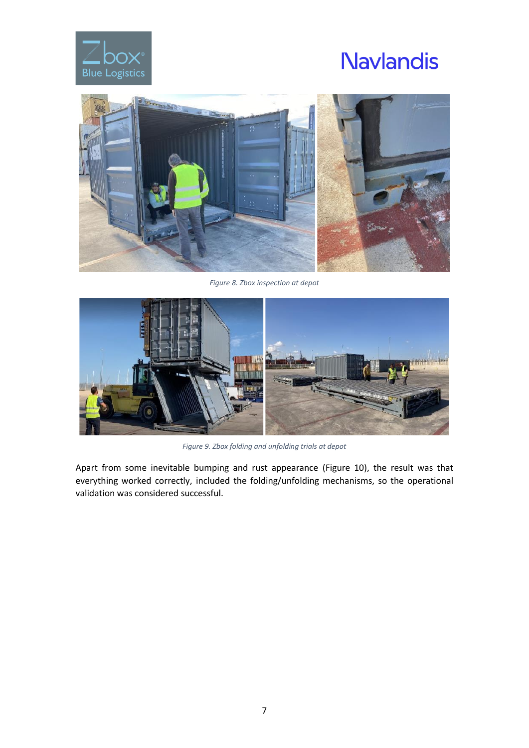Figure 8. Zbox inspection at depot

Figure 9. Zbox folding and unfolding trials at depot

Apart from some inevitable bumping and rust appearance (Figure 10), the result was that everything worked correctly, included the folding/unfolding mechanisms, so the operational validation was considered successful.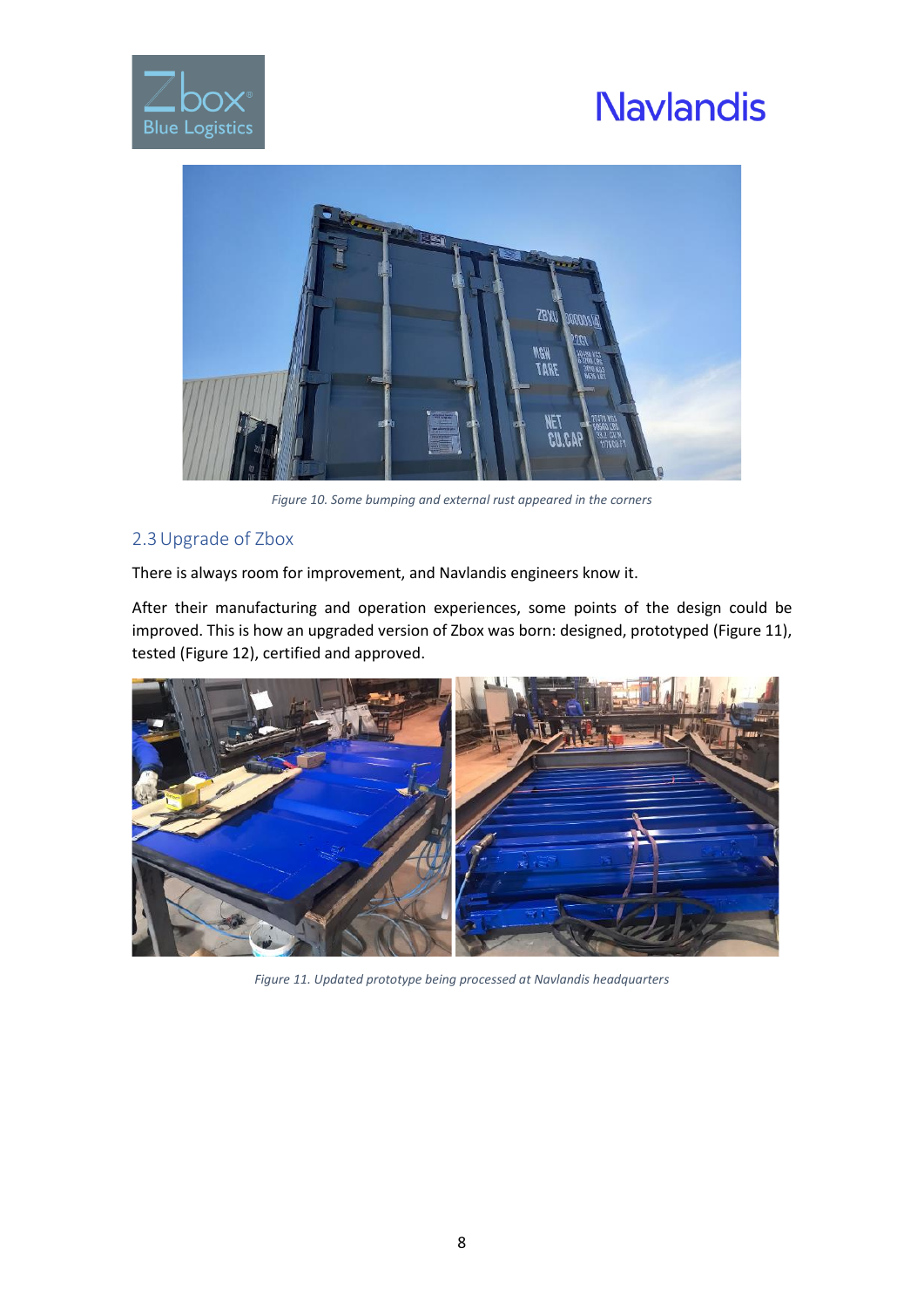Figure 10. Some bumping and external rust appeared in the corners

## 2.3 Upgrade of Zbox

There is always room for improvement, and Navlandis engineers know it.

After their manufacturing and operation experiences, some points of the design could be improved. This is how an upgraded version of Zbox was born: designed, prototyped (Figure 11), tested (Figure 12), certified and approved.

Figure 11. Updated prototype being processed at Navlandis headquarters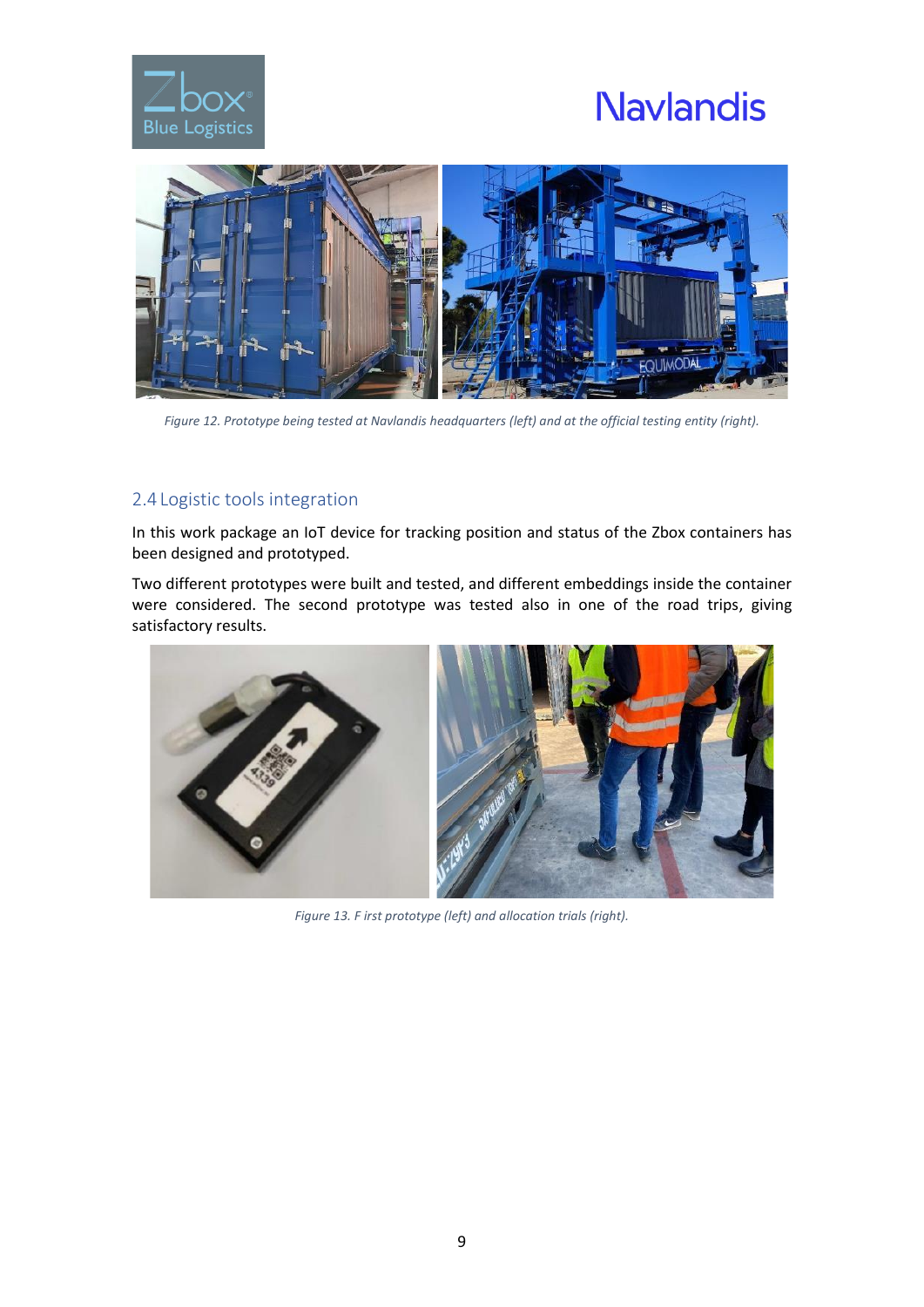Figure 12. Prototype being tested at Navlandis headquarters (left) and at the official testing entity (right).

## 2.4 Logistic tools integration

In this work package an IoT device for tracking position and status of the Zbox containers has been designed and prototyped.

Two different prototypes were built and tested, and different embeddings inside the container were considered. The second prototype was tested also in one of the road trips, giving satisfactory results.

Figure 13. F irst prototype (left) and allocation trials (right).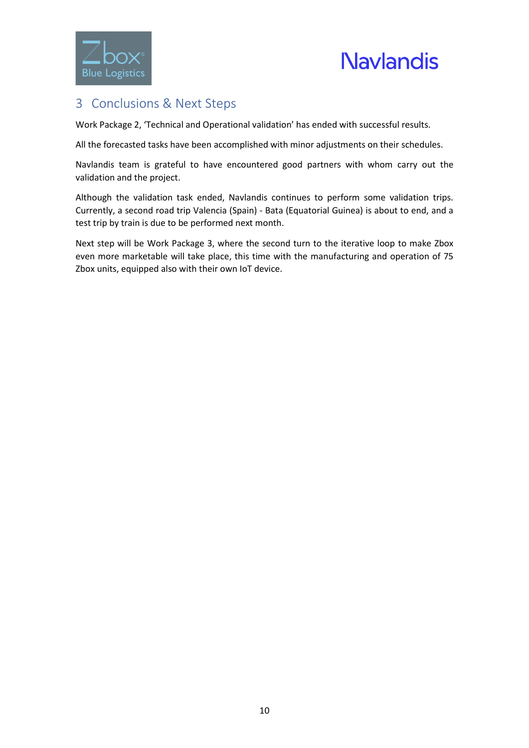## 3 Conclusions & Next Steps

Work Package 2, 'Technical and Operational validation' has ended with successful results.

All the forecasted tasks have been accomplished with minor adjustments on their schedules.

Navlandis team is grateful to have encountered good partners with whom carry out the validation and the project.

Although the validation task ended, Navlandis continues to perform some validation trips. Currently, a second road trip Valencia (Spain) - Bata (Equatorial Guinea) is about to end, and a test trip by train is due to be performed next month.

Next step will be Work Package 3, where the second turn to the iterative loop to make Zbox even more marketable will take place, this time with the manufacturing and operation of 75 Zbox units, equipped also with their own IoT device.